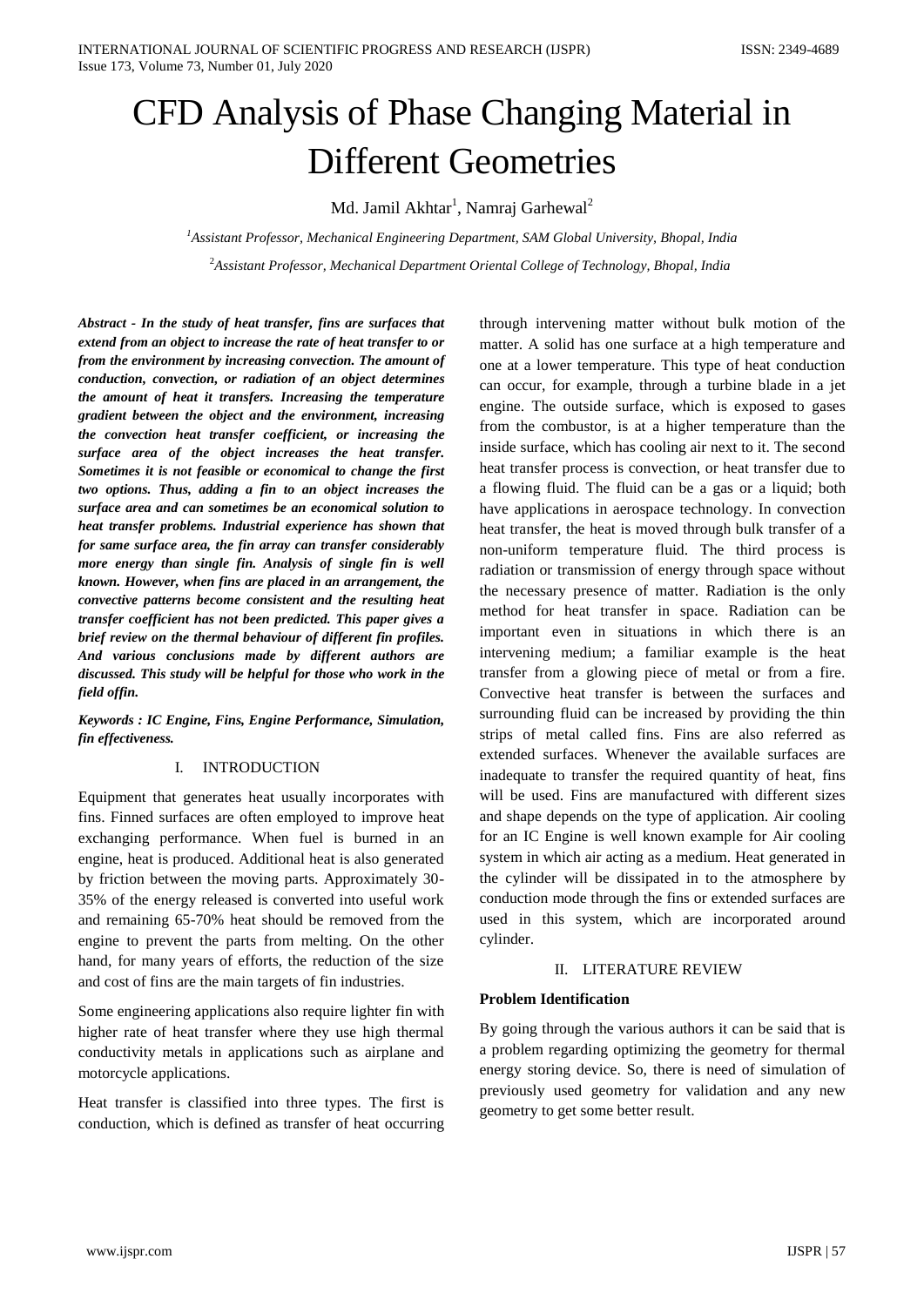# CFD Analysis of Phase Changing Material in Different Geometries

Md. Jamil Akhtar[1], Namraj Garhewal[2]

[1]*Assistant Professor, Mechanical Engineering Department, SAM Global University, Bhopal, India*

[2]*Assistant Professor, Mechanical Department Oriental College of Technology, Bhopal, India*

***Abstract - In the study of heat transfer, fins are surfaces that extend from an object to increase the rate of heat transfer to or from the environment by increasing convection. The amount of conduction, convection, or radiation of an object determines the amount of heat it transfers. Increasing the temperature gradient between the object and the environment, increasing the convection heat transfer coefficient, or increasing the surface area of the object increases the heat transfer. Sometimes it is not feasible or economical to change the first two options. Thus, adding a fin to an object increases the surface area and can sometimes be an economical solution to heat transfer problems. Industrial experience has shown that for same surface area, the fin array can transfer considerably more energy than single fin. Analysis of single fin is well known. However, when fins are placed in an arrangement, the convective patterns become consistent and the resulting heat transfer coefficient has not been predicted. This paper gives a brief review on the thermal behaviour of different fin profiles. And various conclusions made by different authors are discussed. This study will be helpful for those who work in the field offin.***

***Keywords : IC Engine, Fins, Engine Performance, Simulation, fin effectiveness.***

## I. INTRODUCTION

Equipment that generates heat usually incorporates with fins. Finned surfaces are often employed to improve heat exchanging performance. When fuel is burned in an engine, heat is produced. Additional heat is also generated by friction between the moving parts. Approximately 30-35% of the energy released is converted into useful work and remaining 65-70% heat should be removed from the engine to prevent the parts from melting. On the other hand, for many years of efforts, the reduction of the size and cost of fins are the main targets of fin industries.

Some engineering applications also require lighter fin with higher rate of heat transfer where they use high thermal conductivity metals in applications such as airplane and motorcycle applications.

Heat transfer is classified into three types. The first is conduction, which is defined as transfer of heat occurring through intervening matter without bulk motion of the matter. A solid has one surface at a high temperature and one at a lower temperature. This type of heat conduction can occur, for example, through a turbine blade in a jet engine. The outside surface, which is exposed to gases from the combustor, is at a higher temperature than the inside surface, which has cooling air next to it. The second heat transfer process is convection, or heat transfer due to a flowing fluid. The fluid can be a gas or a liquid; both have applications in aerospace technology. In convection heat transfer, the heat is moved through bulk transfer of a non-uniform temperature fluid. The third process is radiation or transmission of energy through space without the necessary presence of matter. Radiation is the only method for heat transfer in space. Radiation can be important even in situations in which there is an intervening medium; a familiar example is the heat transfer from a glowing piece of metal or from a fire. Convective heat transfer is between the surfaces and surrounding fluid can be increased by providing the thin strips of metal called fins. Fins are also referred as extended surfaces. Whenever the available surfaces are inadequate to transfer the required quantity of heat, fins will be used. Fins are manufactured with different sizes and shape depends on the type of application. Air cooling for an IC Engine is well known example for Air cooling system in which air acting as a medium. Heat generated in the cylinder will be dissipated in to the atmosphere by conduction mode through the fins or extended surfaces are used in this system, which are incorporated around cylinder.

## II. LITERATURE REVIEW

**Problem Identification**

By going through the various authors it can be said that is a problem regarding optimizing the geometry for thermal energy storing device. So, there is need of simulation of previously used geometry for validation and any new geometry to get some better result.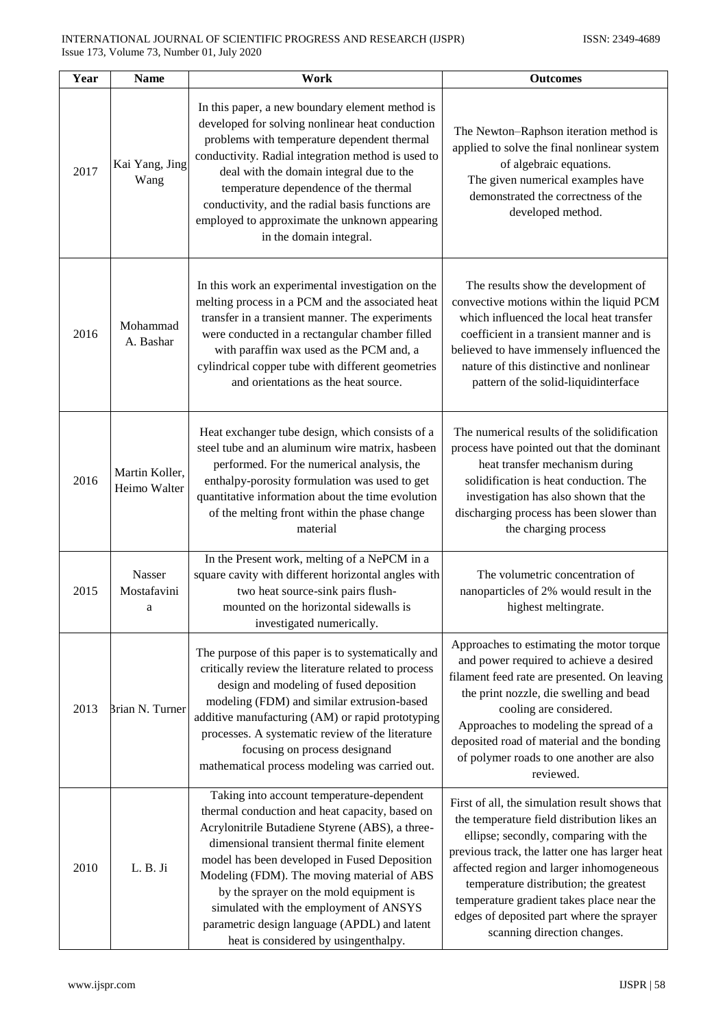| Year | Name | Work | Outcomes |
|---|---|---|---|
| 2017 | Kai Yang, Jing Wang | In this paper, a new boundary element method is developed for solving nonlinear heat conduction problems with temperature dependent thermal conductivity. Radial integration method is used to deal with the domain integral due to the temperature dependence of the thermal conductivity, and the radial basis functions are employed to approximate the unknown appearing in the domain integral. | The Newton–Raphson iteration method is applied to solve the final nonlinear system of algebraic equations. The given numerical examples have demonstrated the correctness of the developed method. |
| 2016 | Mohammad A. Bashar | In this work an experimental investigation on the melting process in a PCM and the associated heat transfer in a transient manner. The experiments were conducted in a rectangular chamber filled with paraffin wax used as the PCM and, a cylindrical copper tube with different geometries and orientations as the heat source. | The results show the development of convective motions within the liquid PCM which influenced the local heat transfer coefficient in a transient manner and is believed to have immensely influenced the nature of this distinctive and nonlinear pattern of the solid-liquidinterface |
| 2016 | Martin Koller, Heimo Walter | Heat exchanger tube design, which consists of a steel tube and an aluminum wire matrix, hasbeen performed. For the numerical analysis, the enthalpy-porosity formulation was used to get quantitative information about the time evolution of the melting front within the phase change material | The numerical results of the solidification process have pointed out that the dominant heat transfer mechanism during solidification is heat conduction. The investigation has also shown that the discharging process has been slower than the charging process |
| 2015 | Nasser Mostafavini a | In the Present work, melting of a NePCM in a square cavity with different horizontal angles with two heat source-sink pairs flush-mounted on the horizontal sidewalls is investigated numerically. | The volumetric concentration of nanoparticles of 2% would result in the highest meltingrate. |
| 2013 | Brian N. Turner | The purpose of this paper is to systematically and critically review the literature related to process design and modeling of fused deposition modeling (FDM) and similar extrusion-based additive manufacturing (AM) or rapid prototyping processes. A systematic review of the literature focusing on process designand mathematical process modeling was carried out. | Approaches to estimating the motor torque and power required to achieve a desired filament feed rate are presented. On leaving the print nozzle, die swelling and bead cooling are considered. Approaches to modeling the spread of a deposited road of material and the bonding of polymer roads to one another are also reviewed. |
| 2010 | L. B. Ji | Taking into account temperature-dependent thermal conduction and heat capacity, based on Acrylonitrile Butadiene Styrene (ABS), a three-dimensional transient thermal finite element model has been developed in Fused Deposition Modeling (FDM). The moving material of ABS by the sprayer on the mold equipment is simulated with the employment of ANSYS parametric design language (APDL) and latent heat is considered by usingenthalpy. | First of all, the simulation result shows that the temperature field distribution likes an ellipse; secondly, comparing with the previous track, the latter one has larger heat affected region and larger inhomogeneous temperature distribution; the greatest temperature gradient takes place near the edges of deposited part where the sprayer scanning direction changes. |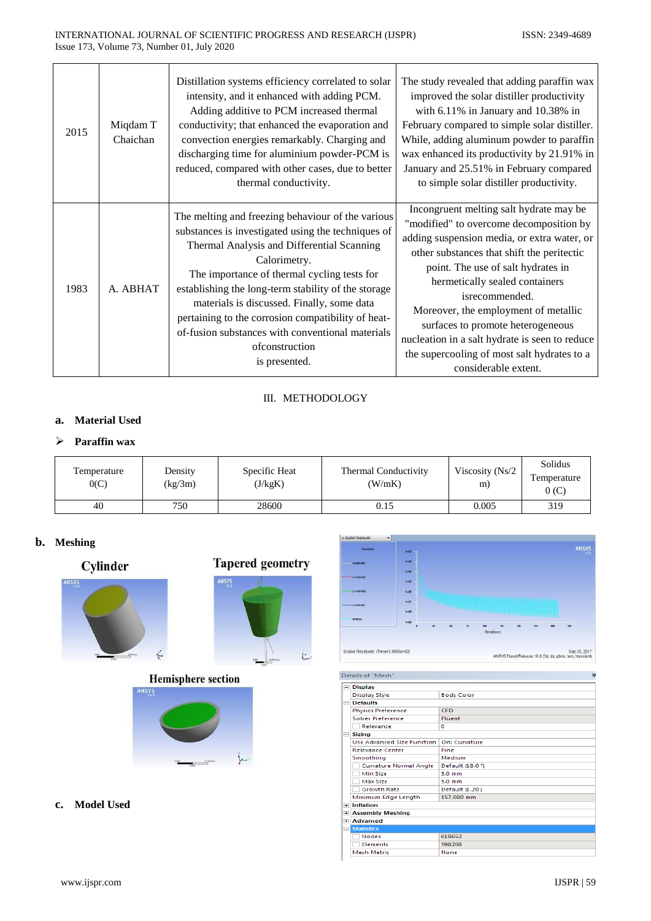| 2015 | Miqdam T Chaichan | Distillation systems efficiency correlated to solar intensity, and it enhanced with adding PCM. Adding additive to PCM increased thermal conductivity; that enhanced the evaporation and convection energies remarkably. Charging and discharging time for aluminium powder-PCM is reduced, compared with other cases, due to better thermal conductivity. | The study revealed that adding paraffin wax improved the solar distiller productivity with 6.11% in January and 10.38% in February compared to simple solar distiller. While, adding aluminum powder to paraffin wax enhanced its productivity by 21.91% in January and 25.51% in February compared to simple solar distiller productivity. |
|---|---|---|---|
| 1983 | A. ABHAT | The melting and freezing behaviour of the various substances is investigated using the techniques of Thermal Analysis and Differential Scanning Calorimetry. The importance of thermal cycling tests for establishing the long-term stability of the storage materials is discussed. Finally, some data pertaining to the corrosion compatibility of heat-of-fusion substances with conventional materials ofconstruction is presented. | Incongruent melting salt hydrate may be "modified" to overcome decomposition by adding suspension media, or extra water, or other substances that shift the peritectic point. The use of salt hydrates in hermetically sealed containers isrecommended. Moreover, the employment of metallic surfaces to promote heterogeneous nucleation in a salt hydrate is seen to reduce the supercooling of most salt hydrates to a considerable extent. |

## III. METHODOLOGY

### a. Material Used

➢ **Paraffin wax**

| Temperature 0(C) | Density (kg/3m) | Specific Heat (J/kgK) | Thermal Conductivity (W/mK) | Viscosity (Ns/2 m) | Solidus Temperature 0 (C) |
|---|---|---|---|---|---|
| 40 | 750 | 28600 | 0.15 | 0.005 | 319 |

### b. Meshing

Cylinder

Tapered geometry

Hemisphere section

| Details of "Mesh" | |
|---|---|
| **Display** | |
| Display Style | Body Color |
| **Defaults** | |
| Physics Preference | CFD |
| Solver Preference | Fluent |
| Relevance | 0 |
| **Sizing** | |
| Use Advanced Size Function | On: Curvature |
| Relevance Center | Fine |
| Smoothing | Medium |
| Curvature Normal Angle | Default (18.0 °) |
| Min Size | 5.0 mm |
| Max Size | 5.0 mm |
| Growth Rate | Default (1.20 ) |
| Minimum Edge Length | 157.080 mm |
| **Inflation** | |
| **Assembly Meshing** | |
| **Advanced** | |
| **Statistics** | |
| Nodes | 618652 |
| Elements | 598208 |
| Mesh Metric | None |

### c. Model Used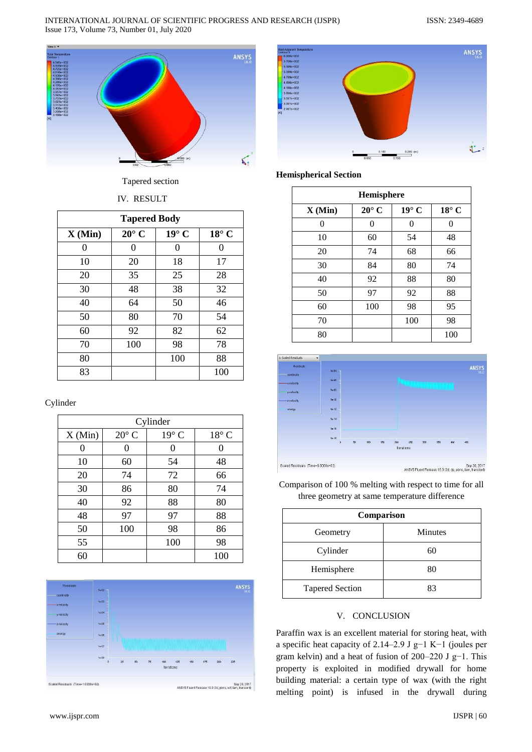Tapered section

## IV. RESULT

| Tapered Body | | | |
|---|---|---|---|
| X (Min) | 20° C | 19° C | 18° C |
| 0 | 0 | 0 | 0 |
| 10 | 20 | 18 | 17 |
| 20 | 35 | 25 | 28 |
| 30 | 48 | 38 | 32 |
| 40 | 64 | 50 | 46 |
| 50 | 80 | 70 | 54 |
| 60 | 92 | 82 | 62 |
| 70 | 100 | 98 | 78 |
| 80 | | 100 | 88 |
| 83 | | | 100 |

Cylinder

| Cylinder | | | |
|---|---|---|---|
| X (Min) | 20° C | 19° C | 18° C |
| 0 | 0 | 0 | 0 |
| 10 | 60 | 54 | 48 |
| 20 | 74 | 72 | 66 |
| 30 | 86 | 80 | 74 |
| 40 | 92 | 88 | 80 |
| 48 | 97 | 97 | 88 |
| 50 | 100 | 98 | 86 |
| 55 | | 100 | 98 |
| 60 | | | 100 |

**Hemispherical Section**

| Hemisphere | | | |
|---|---|---|---|
| X (Min) | 20° C | 19° C | 18° C |
| 0 | 0 | 0 | 0 |
| 10 | 60 | 54 | 48 |
| 20 | 74 | 68 | 66 |
| 30 | 84 | 80 | 74 |
| 40 | 92 | 88 | 80 |
| 50 | 97 | 92 | 88 |
| 60 | 100 | 98 | 95 |
| 70 | | 100 | 98 |
| 80 | | | 100 |

Comparison of 100 % melting with respect to time for all three geometry at same temperature difference

| Comparison | |
|---|---|
| Geometry | Minutes |
| Cylinder | 60 |
| Hemisphere | 80 |
| Tapered Section | 83 |

## V. CONCLUSION

Paraffin wax is an excellent material for storing heat, with a specific heat capacity of 2.14–2.9 J $g^{-1}$ $K^{-1}$ (joules per gram kelvin) and a heat of fusion of 200–220 J $g^{-1}$. This property is exploited in modified drywall for home building material: a certain type of wax (with the right melting point) is infused in the drywall during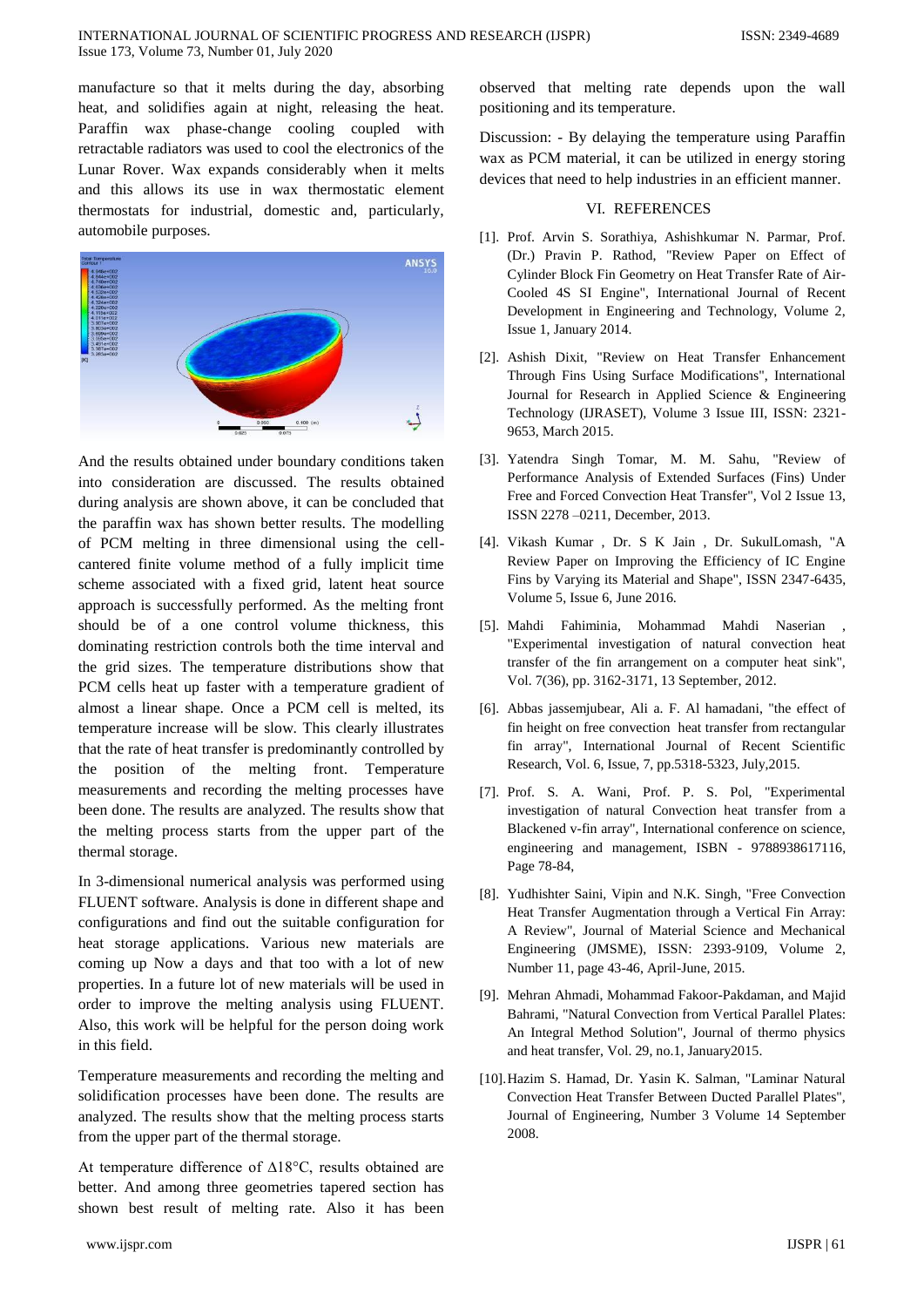manufacture so that it melts during the day, absorbing heat, and solidifies again at night, releasing the heat. Paraffin wax phase-change cooling coupled with retractable radiators was used to cool the electronics of the Lunar Rover. Wax expands considerably when it melts and this allows its use in wax thermostatic element thermostats for industrial, domestic and, particularly, automobile purposes.

And the results obtained under boundary conditions taken into consideration are discussed. The results obtained during analysis are shown above, it can be concluded that the paraffin wax has shown better results. The modelling of PCM melting in three dimensional using the cell-cantered finite volume method of a fully implicit time scheme associated with a fixed grid, latent heat source approach is successfully performed. As the melting front should be of a one control volume thickness, this dominating restriction controls both the time interval and the grid sizes. The temperature distributions show that PCM cells heat up faster with a temperature gradient of almost a linear shape. Once a PCM cell is melted, its temperature increase will be slow. This clearly illustrates that the rate of heat transfer is predominantly controlled by the position of the melting front. Temperature measurements and recording the melting processes have been done. The results are analyzed. The results show that the melting process starts from the upper part of the thermal storage.

In 3-dimensional numerical analysis was performed using FLUENT software. Analysis is done in different shape and configurations and find out the suitable configuration for heat storage applications. Various new materials are coming up Now a days and that too with a lot of new properties. In a future lot of new materials will be used in order to improve the melting analysis using FLUENT. Also, this work will be helpful for the person doing work in this field.

Temperature measurements and recording the melting and solidification processes have been done. The results are analyzed. The results show that the melting process starts from the upper part of the thermal storage.

At temperature difference of $\Delta 18°C$, results obtained are better. And among three geometries tapered section has shown best result of melting rate. Also it has been observed that melting rate depends upon the wall positioning and its temperature.

Discussion: - By delaying the temperature using Paraffin wax as PCM material, it can be utilized in energy storing devices that need to help industries in an efficient manner.

## VI. REFERENCES

[1]. Prof. Arvin S. Sorathiya, Ashishkumar N. Parmar, Prof. (Dr.) Pravin P. Rathod, "Review Paper on Effect of Cylinder Block Fin Geometry on Heat Transfer Rate of Air-Cooled 4S SI Engine", International Journal of Recent Development in Engineering and Technology, Volume 2, Issue 1, January 2014.

[2]. Ashish Dixit, "Review on Heat Transfer Enhancement Through Fins Using Surface Modifications", International Journal for Research in Applied Science & Engineering Technology (IJRASET), Volume 3 Issue III, ISSN: 2321-9653, March 2015.

[3]. Yatendra Singh Tomar, M. M. Sahu, "Review of Performance Analysis of Extended Surfaces (Fins) Under Free and Forced Convection Heat Transfer", Vol 2 Issue 13, ISSN 2278 –0211, December, 2013.

[4]. Vikash Kumar , Dr. S K Jain , Dr. SukulLomash, "A Review Paper on Improving the Efficiency of IC Engine Fins by Varying its Material and Shape", ISSN 2347-6435, Volume 5, Issue 6, June 2016.

[5]. Mahdi Fahiminia, Mohammad Mahdi Naserian , "Experimental investigation of natural convection heat transfer of the fin arrangement on a computer heat sink", Vol. 7(36), pp. 3162-3171, 13 September, 2012.

[6]. Abbas jassemjubear, Ali a. F. Al hamadani, "the effect of fin height on free convection heat transfer from rectangular fin array", International Journal of Recent Scientific Research, Vol. 6, Issue, 7, pp.5318-5323, July,2015.

[7]. Prof. S. A. Wani, Prof. P. S. Pol, "Experimental investigation of natural Convection heat transfer from a Blackened v-fin array", International conference on science, engineering and management, ISBN - 9788938617116, Page 78-84,

[8]. Yudhishter Saini, Vipin and N.K. Singh, "Free Convection Heat Transfer Augmentation through a Vertical Fin Array: A Review", Journal of Material Science and Mechanical Engineering (JMSME), ISSN: 2393-9109, Volume 2, Number 11, page 43-46, April-June, 2015.

[9]. Mehran Ahmadi, Mohammad Fakoor-Pakdaman, and Majid Bahrami, "Natural Convection from Vertical Parallel Plates: An Integral Method Solution", Journal of thermo physics and heat transfer, Vol. 29, no.1, January2015.

[10]. Hazim S. Hamad, Dr. Yasin K. Salman, "Laminar Natural Convection Heat Transfer Between Ducted Parallel Plates", Journal of Engineering, Number 3 Volume 14 September 2008.